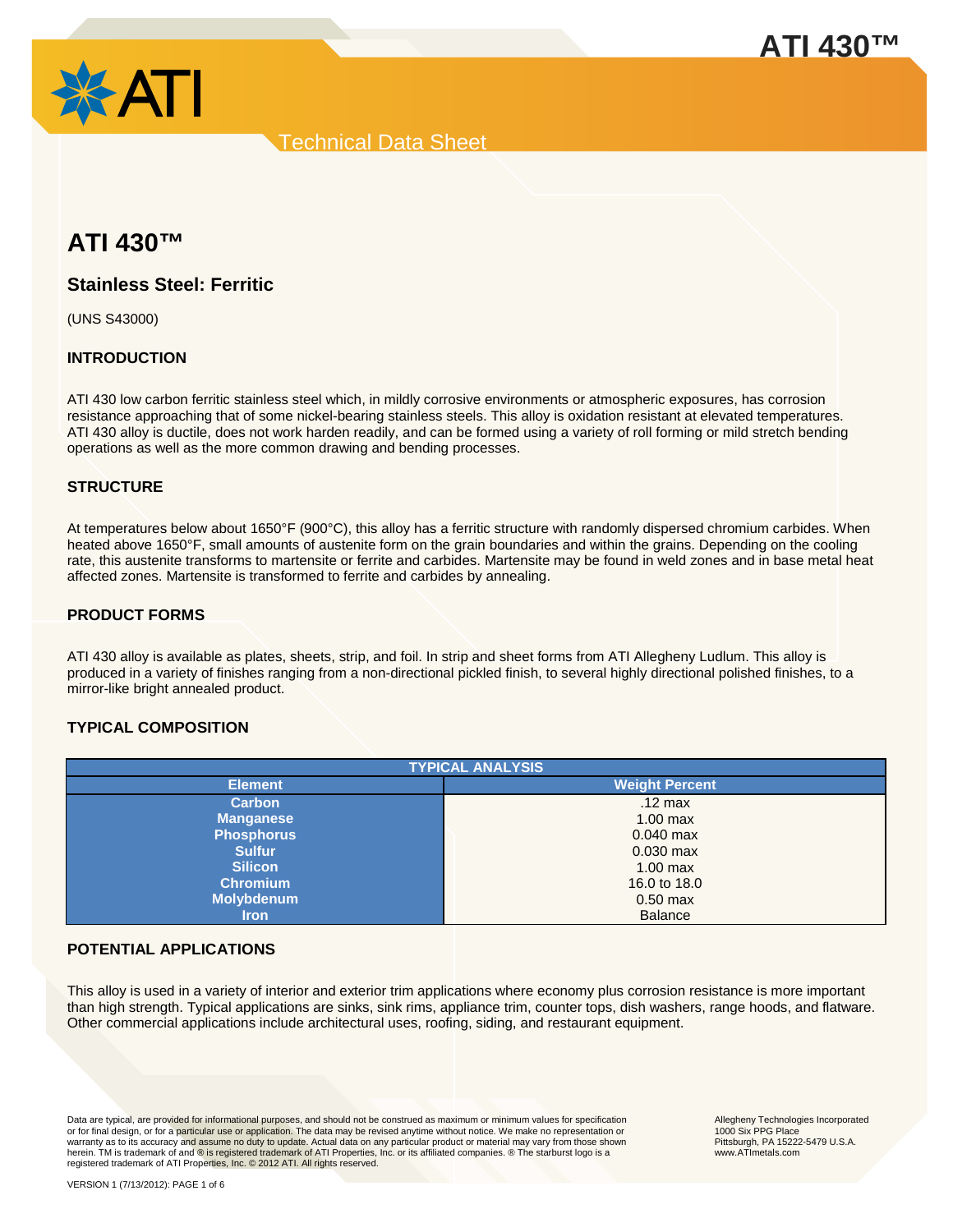# ATI 430™

## Stainless Steel: Ferritic

(UNS S43000)

### INTRODUCTION

ATI 430 low carbon ferritic stainless steel which, in mildly corrosive environments or atmospheric exposures, has corrosion resistance approaching that of some nickel-bearing stainless steels. This alloy is oxidation resistant at elevated temperatures. ATI 430 alloy is ductile, does not work harden readily, and can be formed using a variety of roll forming or mild stretch bending operations as well as the more common drawing and bending processes.

### STRUCTURE

At temperatures below about 1650°F (900°C), this alloy has a ferritic structure with randomly dispersed chromium carbides. When heated above 1650°F, small amounts of austenite form on the grain boundaries and within the grains. Depending on the cooling rate, this austenite transforms to martensite or ferrite and carbides. Martensite may be found in weld zones and in base metal heat affected zones. Martensite is transformed to ferrite and carbides by annealing.

### PRODUCT FORMS

ATI 430 alloy is available as plates, sheets, strip, and foil. In strip and sheet forms from ATI Allegheny Ludlum. This alloy is produced in a variety of finishes ranging from a non-directional pickled finish, to several highly directional polished finishes, to a mirror-like bright annealed product.

### TYPICAL COMPOSITION

| TYPICAL ANALYSIS | |
|---|---|
| **Element** | **Weight Percent** |
| **Carbon** | .12 max |
| **Manganese** | 1.00 max |
| **Phosphorus** | 0.040 max |
| **Sulfur** | 0.030 max |
| **Silicon** | 1.00 max |
| **Chromium** | 16.0 to 18.0 |
| **Molybdenum** | 0.50 max |
| **Iron** | Balance |

### POTENTIAL APPLICATIONS

This alloy is used in a variety of interior and exterior trim applications where economy plus corrosion resistance is more important than high strength. Typical applications are sinks, sink rims, appliance trim, counter tops, dish washers, range hoods, and flatware. Other commercial applications include architectural uses, roofing, siding, and restaurant equipment.

Data are typical, are provided for informational purposes, and should not be construed as maximum or minimum values for specification or for final design, or for a particular use or application. The data may be revised anytime without notice. We make no representation or warranty as to its accuracy and assume no duty to update. Actual data on any particular product or material may vary from those shown herein. TM is trademark of and ® is registered trademark of ATI Properties, Inc. or its affiliated companies. ® The starburst logo is a registered trademark of ATI Properties, Inc. © 2012 ATI. All rights reserved.

Allegheny Technologies Incorporated
1000 Six PPG Place
Pittsburgh, PA 15222-5479 U.S.A.
www.ATImetals.com

VERSION 1 (7/13/2012)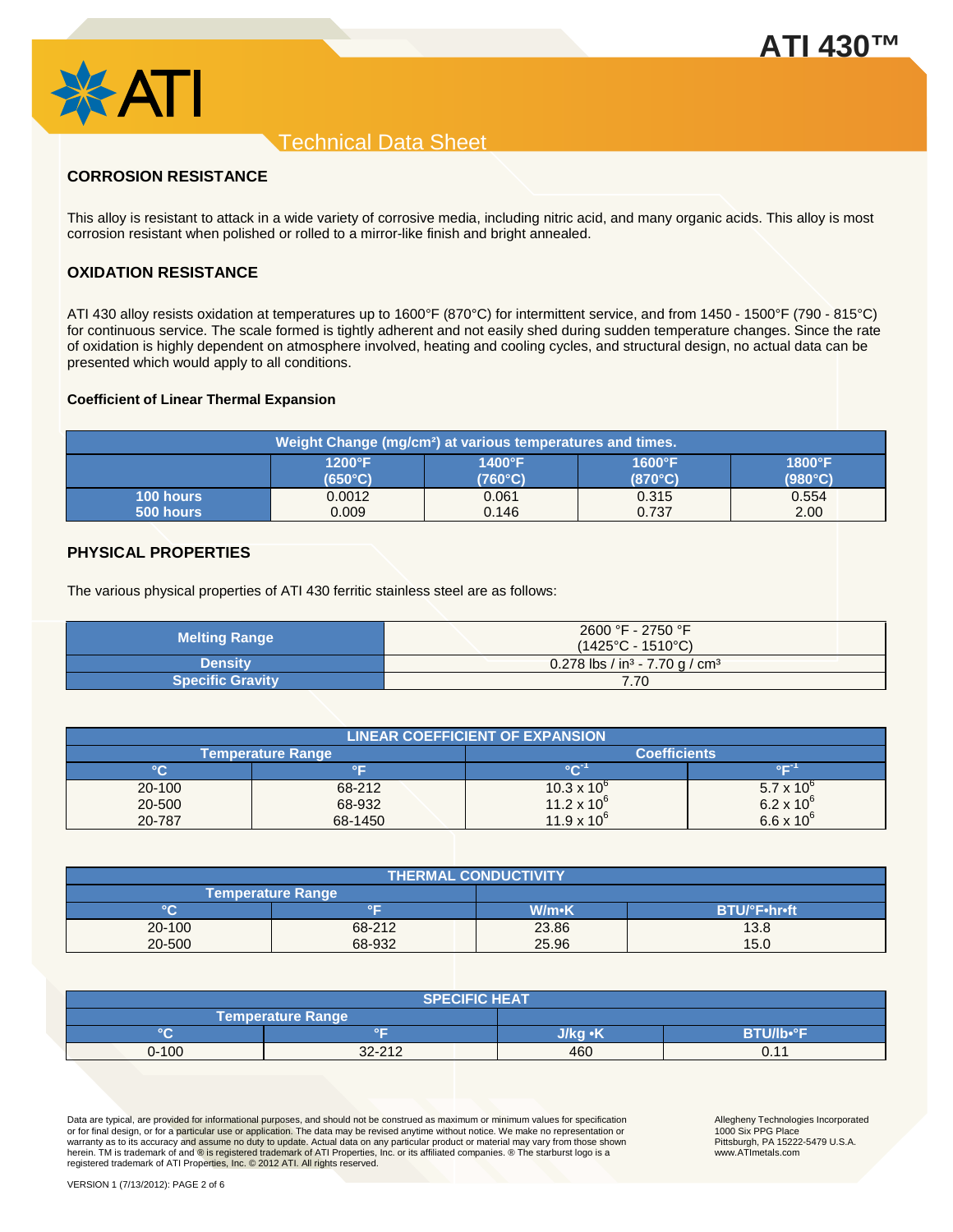## CORROSION RESISTANCE

This alloy is resistant to attack in a wide variety of corrosive media, including nitric acid, and many organic acids. This alloy is most corrosion resistant when polished or rolled to a mirror-like finish and bright annealed.

## OXIDATION RESISTANCE

ATI 430 alloy resists oxidation at temperatures up to 1600°F (870°C) for intermittent service, and from 1450 - 1500°F (790 - 815°C) for continuous service. The scale formed is tightly adherent and not easily shed during sudden temperature changes. Since the rate of oxidation is highly dependent on atmosphere involved, heating and cooling cycles, and structural design, no actual data can be presented which would apply to all conditions.

**Coefficient of Linear Thermal Expansion**

| Weight Change (mg/cm²) at various temperatures and times. | | | | |
|---|---|---|---|---|
| | 1200°F (650°C) | 1400°F (760°C) | 1600°F (870°C) | 1800°F (980°C) |
| 100 hours | 0.0012 | 0.061 | 0.315 | 0.554 |
| 500 hours | 0.009 | 0.146 | 0.737 | 2.00 |

## PHYSICAL PROPERTIES

The various physical properties of ATI 430 ferritic stainless steel are as follows:

| Property | Value |
|---|---|
| Melting Range | 2600 °F - 2750 °F (1425°C - 1510°C) |
| Density | 0.278 lbs / in³ - 7.70 g / cm³ |
| Specific Gravity | 7.70 |

| LINEAR COEFFICIENT OF EXPANSION | | | |
|---|---|---|---|
| Temperature Range | | Coefficients | |
| °C | °F | $°C^{-1}$ | $°F^{-1}$ |
| 20-100 | 68-212 | $10.3 \times 10^{6}$ | $5.7 \times 10^{6}$ |
| 20-500 | 68-932 | $11.2 \times 10^{6}$ | $6.2 \times 10^{6}$ |
| 20-787 | 68-1450 | $11.9 \times 10^{6}$ | $6.6 \times 10^{6}$ |

| THERMAL CONDUCTIVITY | | | |
|---|---|---|---|
| Temperature Range | | | |
| °C | °F | W/m•K | BTU/°F•hr•ft |
| 20-100 | 68-212 | 23.86 | 13.8 |
| 20-500 | 68-932 | 25.96 | 15.0 |

| SPECIFIC HEAT | | | |
|---|---|---|---|
| Temperature Range | | | |
| °C | °F | J/kg •K | BTU/lb•°F |
| 0-100 | 32-212 | 460 | 0.11 |

Data are typical, are provided for informational purposes, and should not be construed as maximum or minimum values for specification or for final design, or for a particular use or application. The data may be revised anytime without notice. We make no representation or warranty as to its accuracy and assume no duty to update. Actual data on any particular product or material may vary from those shown herein. TM is trademark of and ® is registered trademark of ATI Properties, Inc. or its affiliated companies. ® The starburst logo is a registered trademark of ATI Properties, Inc. © 2012 ATI. All rights reserved.

Allegheny Technologies Incorporated
1000 Six PPG Place
Pittsburgh, PA 15222-5479 U.S.A.
www.ATImetals.com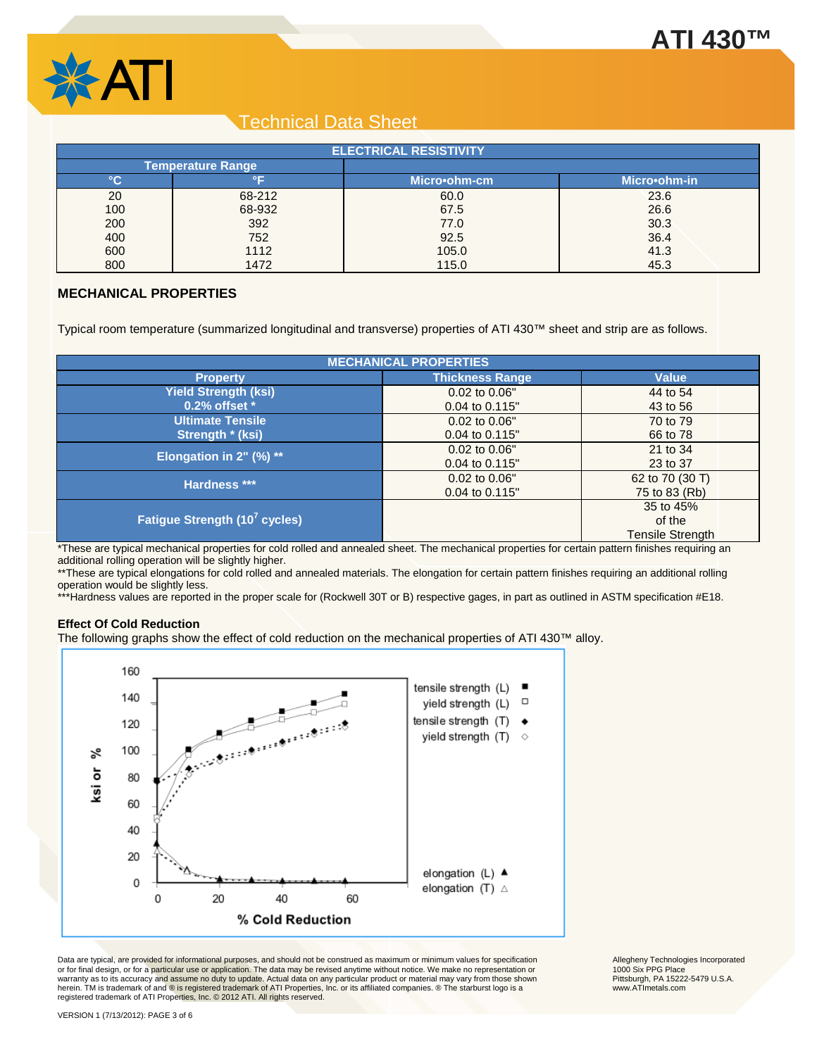| ELECTRICAL RESISTIVITY | | | |
|---|---|---|---|
| Temperature Range | | | |
| °C | °F | Micro•ohm-cm | Micro•ohm-in |
| 20 | 68-212 | 60.0 | 23.6 |
| 100 | 68-932 | 67.5 | 26.6 |
| 200 | 392 | 77.0 | 30.3 |
| 400 | 752 | 92.5 | 36.4 |
| 600 | 1112 | 105.0 | 41.3 |
| 800 | 1472 | 115.0 | 45.3 |

## MECHANICAL PROPERTIES

Typical room temperature (summarized longitudinal and transverse) properties of ATI 430™ sheet and strip are as follows.

| Property | Thickness Range | Value |
|---|---|---|
| Yield Strength (ksi) 0.2% offset * | 0.02 to 0.06" | 44 to 54 |
| | 0.04 to 0.115" | 43 to 56 |
| Ultimate Tensile Strength * (ksi) | 0.02 to 0.06" | 70 to 79 |
| | 0.04 to 0.115" | 66 to 78 |
| Elongation in 2" (%) ** | 0.02 to 0.06" | 21 to 34 |
| | 0.04 to 0.115" | 23 to 37 |
| Hardness *** | 0.02 to 0.06" | 62 to 70 (30 T) |
| | 0.04 to 0.115" | 75 to 83 (Rb) |
| Fatigue Strength ($10^7$ cycles) | | 35 to 45% of the Tensile Strength |

*These are typical mechanical properties for cold rolled and annealed sheet. The mechanical properties for certain pattern finishes requiring an additional rolling operation will be slightly higher.

**These are typical elongations for cold rolled and annealed materials. The elongation for certain pattern finishes requiring an additional rolling operation would be slightly less.

***Hardness values are reported in the proper scale for (Rockwell 30T or B) respective gages, in part as outlined in ASTM specification #E18.

### Effect Of Cold Reduction

The following graphs show the effect of cold reduction on the mechanical properties of ATI 430™ alloy.

Data are typical, are provided for informational purposes, and should not be construed as maximum or minimum values for specification or for final design, or for a particular use or application. The data may be revised anytime without notice. We make no representation or warranty as to its accuracy and assume no duty to update. Actual data on any particular product or material may vary from those shown herein. TM is trademark of and ® is registered trademark of ATI Properties, Inc. or its affiliated companies. ® The starburst logo is a registered trademark of ATI Properties, Inc. © 2012 ATI. All rights reserved.

Allegheny Technologies Incorporated
1000 Six PPG Place
Pittsburgh, PA 15222-5479 U.S.A.
www.ATImetals.com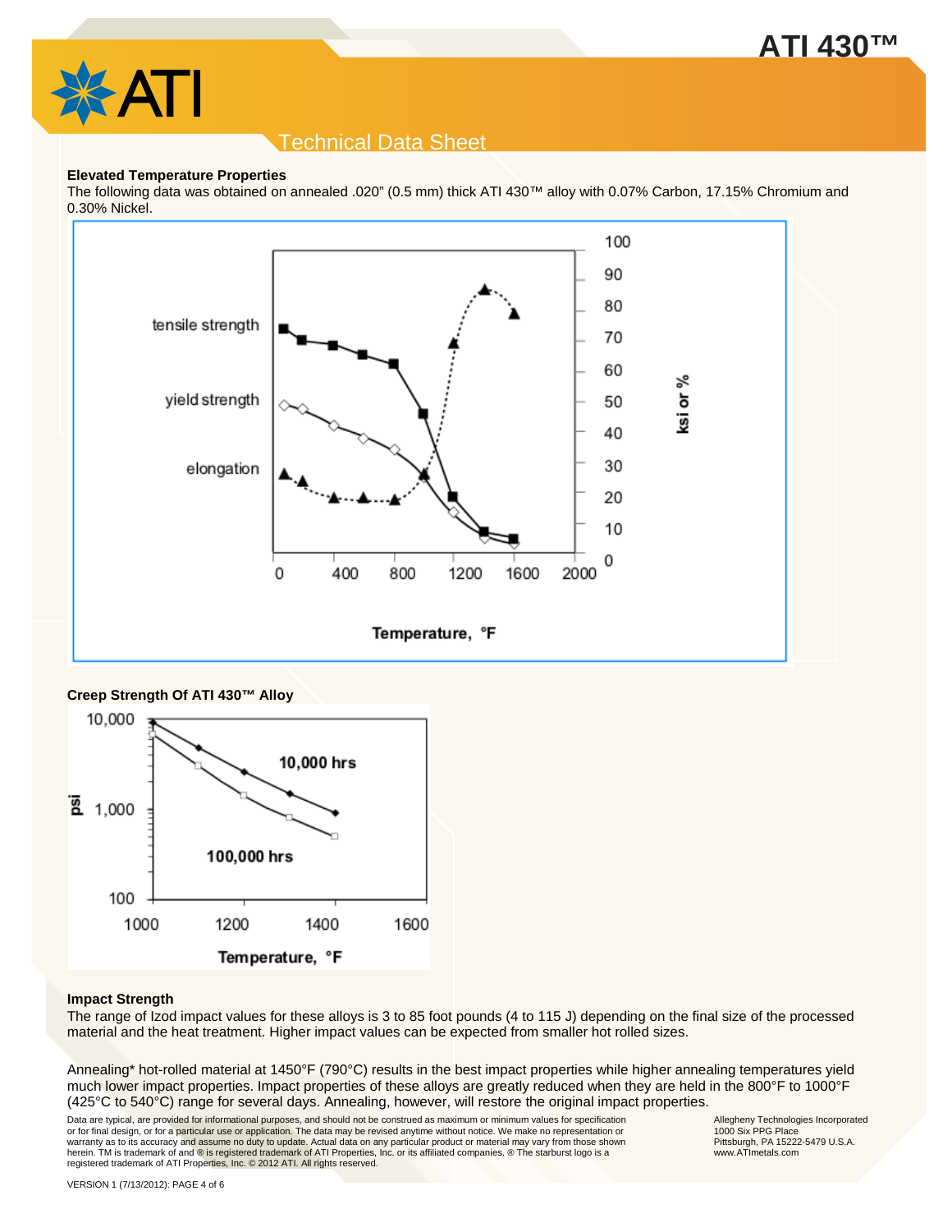## Elevated Temperature Properties

The following data was obtained on annealed .020" (0.5 mm) thick ATI 430™ alloy with 0.07% Carbon, 17.15% Chromium and 0.30% Nickel.

## Creep Strength Of ATI 430™ Alloy

## Impact Strength

The range of Izod impact values for these alloys is 3 to 85 foot pounds (4 to 115 J) depending on the final size of the processed material and the heat treatment. Higher impact values can be expected from smaller hot rolled sizes.

Annealing* hot-rolled material at 1450°F (790°C) results in the best impact properties while higher annealing temperatures yield much lower impact properties. Impact properties of these alloys are greatly reduced when they are held in the 800°F to 1000°F (425°C to 540°C) range for several days. Annealing, however, will restore the original impact properties.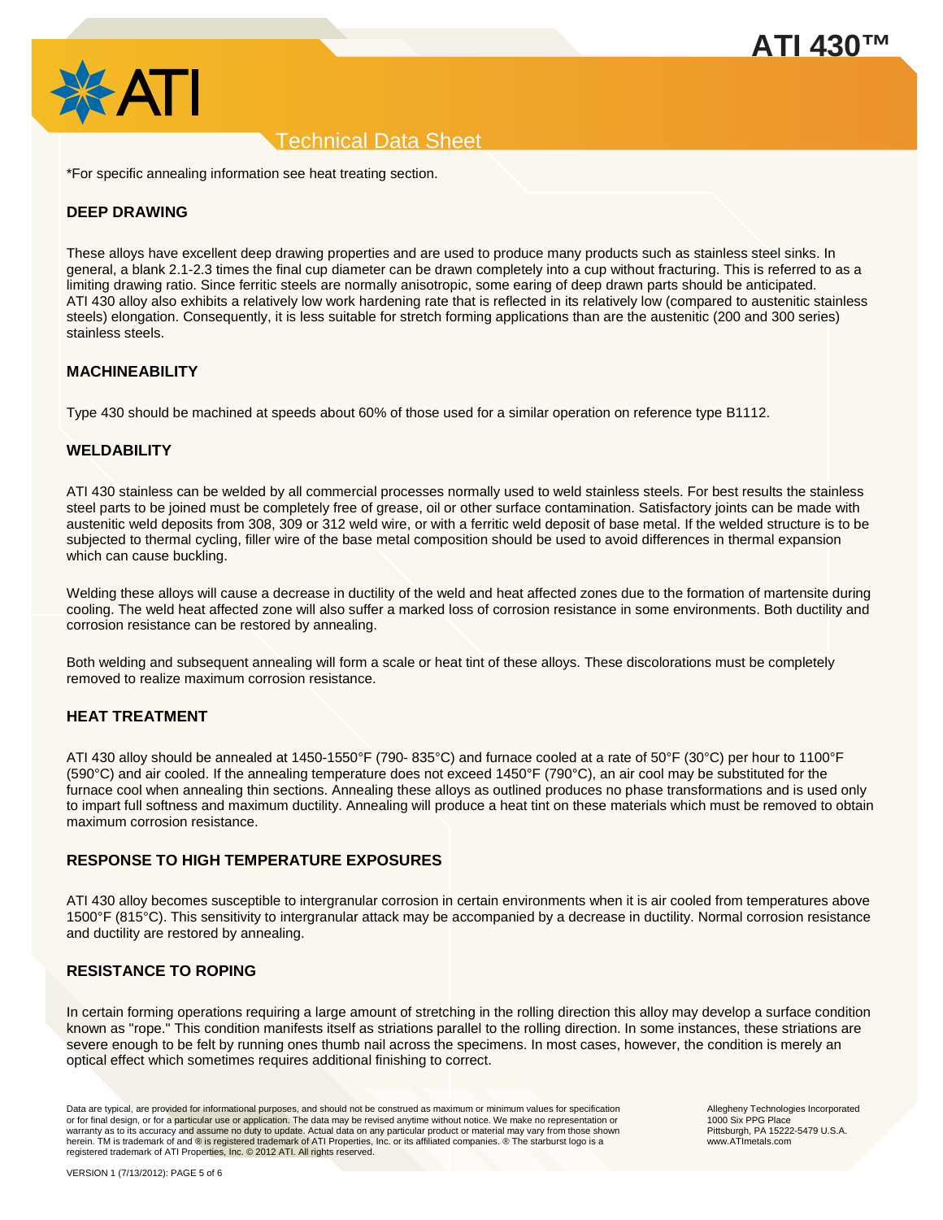*For specific annealing information see heat treating section.

## DEEP DRAWING

These alloys have excellent deep drawing properties and are used to produce many products such as stainless steel sinks. In general, a blank 2.1-2.3 times the final cup diameter can be drawn completely into a cup without fracturing. This is referred to as a limiting drawing ratio. Since ferritic steels are normally anisotropic, some earing of deep drawn parts should be anticipated. ATI 430 alloy also exhibits a relatively low work hardening rate that is reflected in its relatively low (compared to austenitic stainless steels) elongation. Consequently, it is less suitable for stretch forming applications than are the austenitic (200 and 300 series) stainless steels.

## MACHINEABILITY

Type 430 should be machined at speeds about 60% of those used for a similar operation on reference type B1112.

## WELDABILITY

ATI 430 stainless can be welded by all commercial processes normally used to weld stainless steels. For best results the stainless steel parts to be joined must be completely free of grease, oil or other surface contamination. Satisfactory joints can be made with austenitic weld deposits from 308, 309 or 312 weld wire, or with a ferritic weld deposit of base metal. If the welded structure is to be subjected to thermal cycling, filler wire of the base metal composition should be used to avoid differences in thermal expansion which can cause buckling.

Welding these alloys will cause a decrease in ductility of the weld and heat affected zones due to the formation of martensite during cooling. The weld heat affected zone will also suffer a marked loss of corrosion resistance in some environments. Both ductility and corrosion resistance can be restored by annealing.

Both welding and subsequent annealing will form a scale or heat tint of these alloys. These discolorations must be completely removed to realize maximum corrosion resistance.

## HEAT TREATMENT

ATI 430 alloy should be annealed at 1450-1550°F (790- 835°C) and furnace cooled at a rate of 50°F (30°C) per hour to 1100°F (590°C) and air cooled. If the annealing temperature does not exceed 1450°F (790°C), an air cool may be substituted for the furnace cool when annealing thin sections. Annealing these alloys as outlined produces no phase transformations and is used only to impart full softness and maximum ductility. Annealing will produce a heat tint on these materials which must be removed to obtain maximum corrosion resistance.

## RESPONSE TO HIGH TEMPERATURE EXPOSURES

ATI 430 alloy becomes susceptible to intergranular corrosion in certain environments when it is air cooled from temperatures above 1500°F (815°C). This sensitivity to intergranular attack may be accompanied by a decrease in ductility. Normal corrosion resistance and ductility are restored by annealing.

## RESISTANCE TO ROPING

In certain forming operations requiring a large amount of stretching in the rolling direction this alloy may develop a surface condition known as "rope." This condition manifests itself as striations parallel to the rolling direction. In some instances, these striations are severe enough to be felt by running ones thumb nail across the specimens. In most cases, however, the condition is merely an optical effect which sometimes requires additional finishing to correct.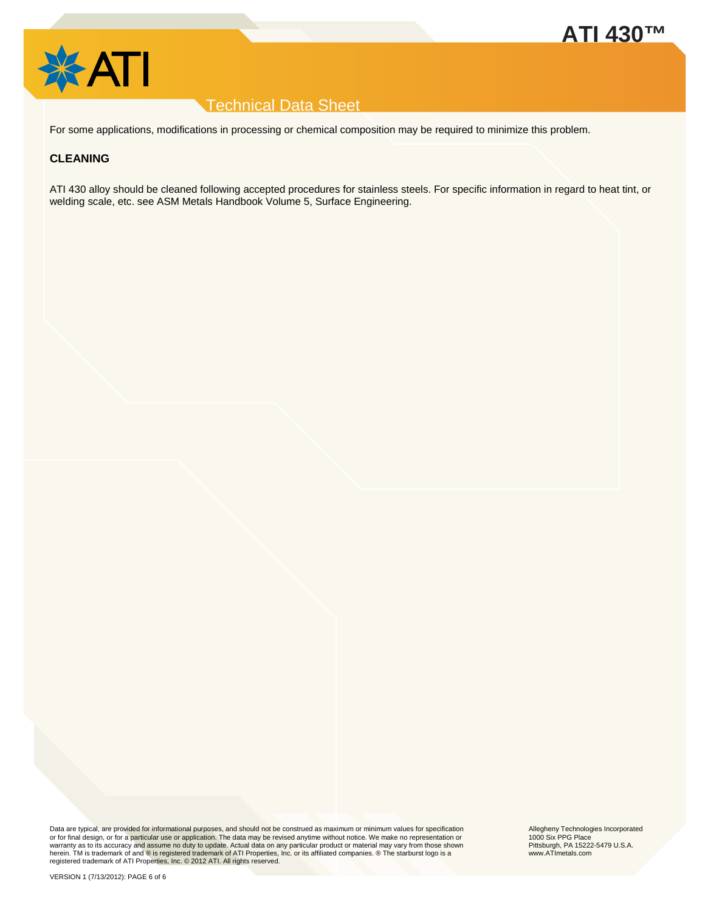For some applications, modifications in processing or chemical composition may be required to minimize this problem.

## CLEANING

ATI 430 alloy should be cleaned following accepted procedures for stainless steels. For specific information in regard to heat tint, or welding scale, etc. see ASM Metals Handbook Volume 5, Surface Engineering.

Data are typical, are provided for informational purposes, and should not be construed as maximum or minimum values for specification or for final design, or for a particular use or application. The data may be revised anytime without notice. We make no representation or warranty as to its accuracy and assume no duty to update. Actual data on any particular product or material may vary from those shown herein. TM is trademark of and ® is registered trademark of ATI Properties, Inc. or its affiliated companies. ® The starburst logo is a registered trademark of ATI Properties, Inc. © 2012 ATI. All rights reserved.

Allegheny Technologies Incorporated
1000 Six PPG Place
Pittsburgh, PA 15222-5479 U.S.A.
www.ATImetals.com